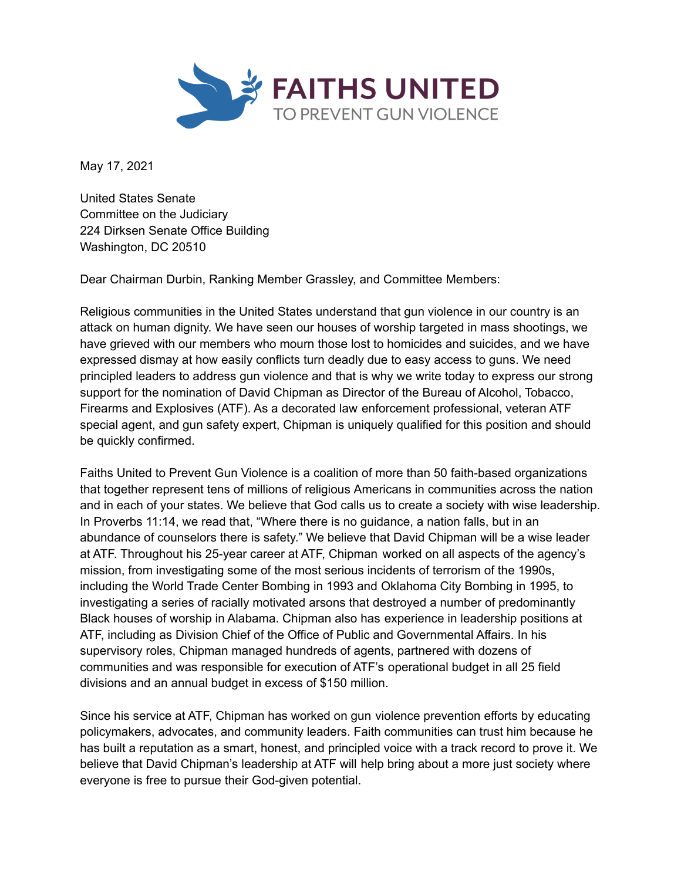# FAITHS UNITED
TO PREVENT GUN VIOLENCE

May 17, 2021

United States Senate
Committee on the Judiciary
224 Dirksen Senate Office Building
Washington, DC 20510

Dear Chairman Durbin, Ranking Member Grassley, and Committee Members:

Religious communities in the United States understand that gun violence in our country is an attack on human dignity. We have seen our houses of worship targeted in mass shootings, we have grieved with our members who mourn those lost to homicides and suicides, and we have expressed dismay at how easily conflicts turn deadly due to easy access to guns. We need principled leaders to address gun violence and that is why we write today to express our strong support for the nomination of David Chipman as Director of the Bureau of Alcohol, Tobacco, Firearms and Explosives (ATF). As a decorated law enforcement professional, veteran ATF special agent, and gun safety expert, Chipman is uniquely qualified for this position and should be quickly confirmed.

Faiths United to Prevent Gun Violence is a coalition of more than 50 faith-based organizations that together represent tens of millions of religious Americans in communities across the nation and in each of your states. We believe that God calls us to create a society with wise leadership. In Proverbs 11:14, we read that, "Where there is no guidance, a nation falls, but in an abundance of counselors there is safety." We believe that David Chipman will be a wise leader at ATF. Throughout his 25-year career at ATF, Chipman worked on all aspects of the agency's mission, from investigating some of the most serious incidents of terrorism of the 1990s, including the World Trade Center Bombing in 1993 and Oklahoma City Bombing in 1995, to investigating a series of racially motivated arsons that destroyed a number of predominantly Black houses of worship in Alabama. Chipman also has experience in leadership positions at ATF, including as Division Chief of the Office of Public and Governmental Affairs. In his supervisory roles, Chipman managed hundreds of agents, partnered with dozens of communities and was responsible for execution of ATF's operational budget in all 25 field divisions and an annual budget in excess of $150 million.

Since his service at ATF, Chipman has worked on gun violence prevention efforts by educating policymakers, advocates, and community leaders. Faith communities can trust him because he has built a reputation as a smart, honest, and principled voice with a track record to prove it. We believe that David Chipman's leadership at ATF will help bring about a more just society where everyone is free to pursue their God-given potential.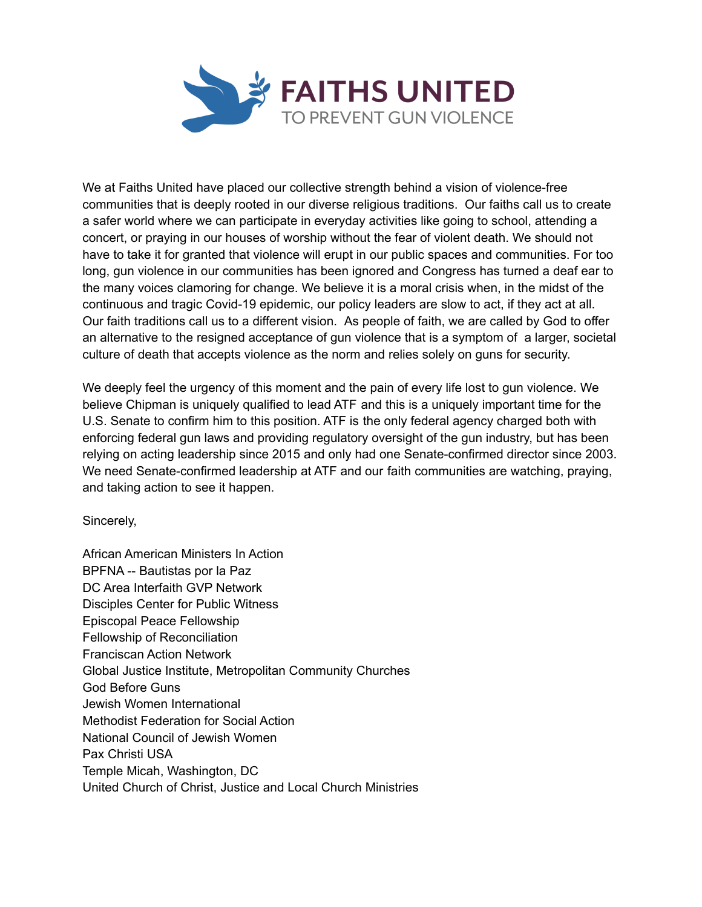**FAITHS UNITED**
TO PREVENT GUN VIOLENCE

We at Faiths United have placed our collective strength behind a vision of violence-free communities that is deeply rooted in our diverse religious traditions. Our faiths call us to create a safer world where we can participate in everyday activities like going to school, attending a concert, or praying in our houses of worship without the fear of violent death. We should not have to take it for granted that violence will erupt in our public spaces and communities. For too long, gun violence in our communities has been ignored and Congress has turned a deaf ear to the many voices clamoring for change. We believe it is a moral crisis when, in the midst of the continuous and tragic Covid-19 epidemic, our policy leaders are slow to act, if they act at all. Our faith traditions call us to a different vision. As people of faith, we are called by God to offer an alternative to the resigned acceptance of gun violence that is a symptom of a larger, societal culture of death that accepts violence as the norm and relies solely on guns for security.

We deeply feel the urgency of this moment and the pain of every life lost to gun violence. We believe Chipman is uniquely qualified to lead ATF and this is a uniquely important time for the U.S. Senate to confirm him to this position. ATF is the only federal agency charged both with enforcing federal gun laws and providing regulatory oversight of the gun industry, but has been relying on acting leadership since 2015 and only had one Senate-confirmed director since 2003. We need Senate-confirmed leadership at ATF and our faith communities are watching, praying, and taking action to see it happen.

Sincerely,

African American Ministers In Action
BPFNA -- Bautistas por la Paz
DC Area Interfaith GVP Network
Disciples Center for Public Witness
Episcopal Peace Fellowship
Fellowship of Reconciliation
Franciscan Action Network
Global Justice Institute, Metropolitan Community Churches
God Before Guns
Jewish Women International
Methodist Federation for Social Action
National Council of Jewish Women
Pax Christi USA
Temple Micah, Washington, DC
United Church of Christ, Justice and Local Church Ministries